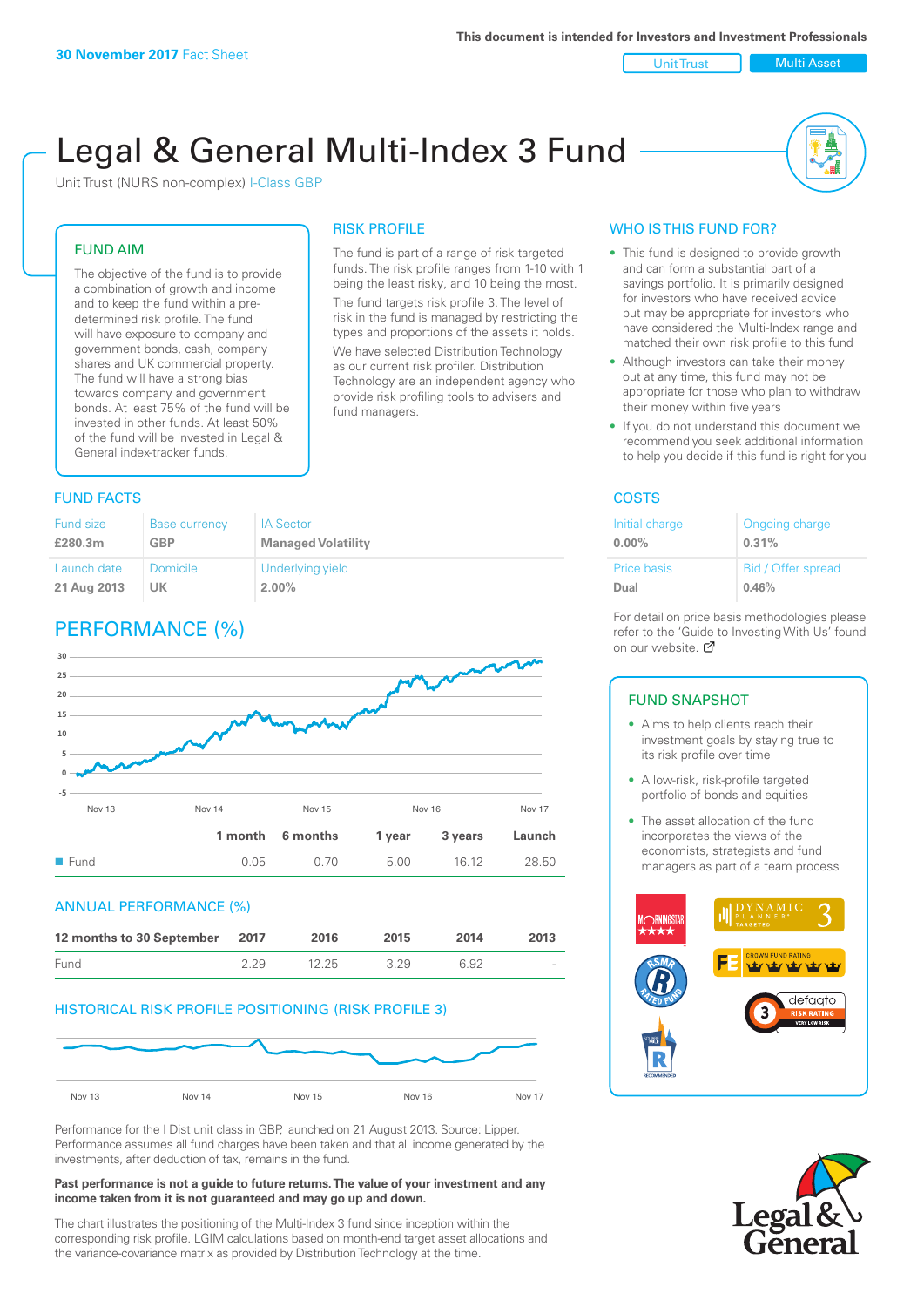**30 November 2017** Fact Sheet

This document is intended for Investors and Investment Professionals

Unit Trust | Multi Asset

# Legal & General Multi-Index 3 Fund

Unit Trust (NURS non-complex) I-Class GBP

## FUND AIM

The objective of the fund is to provide a combination of growth and income and to keep the fund within a pre-determined risk profile. The fund will have exposure to company and government bonds, cash, company shares and UK commercial property. The fund will have a strong bias towards company and government bonds. At least 75% of the fund will be invested in other funds. At least 50% of the fund will be invested in Legal & General index-tracker funds.

## RISK PROFILE

The fund is part of a range of risk targeted funds. The risk profile ranges from 1-10 with 1 being the least risky, and 10 being the most.

The fund targets risk profile 3. The level of risk in the fund is managed by restricting the types and proportions of the assets it holds.

We have selected Distribution Technology as our current risk profiler. Distribution Technology are an independent agency who provide risk profiling tools to advisers and fund managers.

## WHO IS THIS FUND FOR?

- This fund is designed to provide growth and can form a substantial part of a savings portfolio. It is primarily designed for investors who have received advice but may be appropriate for investors who have considered the Multi-Index range and matched their own risk profile to this fund
- Although investors can take their money out at any time, this fund may not be appropriate for those who plan to withdraw their money within five years
- If you do not understand this document we recommend you seek additional information to help you decide if this fund is right for you

## FUND FACTS

| Fund size | Base currency | IA Sector |
|---|---|---|
| **£280.3m** | **GBP** | **Managed Volatility** |
| Launch date | Domicile | Underlying yield |
| **21 Aug 2013** | **UK** | **2.00%** |

## COSTS

| Initial charge | Ongoing charge |
|---|---|
| **0.00%** | **0.31%** |
| Price basis | Bid / Offer spread |
| **Dual** | **0.46%** |

For detail on price basis methodologies please refer to the 'Guide to Investing With Us' found on our website.

## PERFORMANCE (%)

| | 1 month | 6 months | 1 year | 3 years | Launch |
|---|---|---|---|---|---|
| Fund | 0.05 | 0.70 | 5.00 | 16.12 | 28.50 |

## ANNUAL PERFORMANCE (%)

| 12 months to 30 September | 2017 | 2016 | 2015 | 2014 | 2013 |
|---|---|---|---|---|---|
| Fund | 2.29 | 12.25 | 3.29 | 6.92 | - |

## HISTORICAL RISK PROFILE POSITIONING (RISK PROFILE 3)

## FUND SNAPSHOT

- Aims to help clients reach their investment goals by staying true to its risk profile over time
- A low-risk, risk-profile targeted portfolio of bonds and equities
- The asset allocation of the fund incorporates the views of the economists, strategists and fund managers as part of a team process

Performance for the I Dist unit class in GBP, launched on 21 August 2013. Source: Lipper. Performance assumes all fund charges have been taken and that all income generated by the investments, after deduction of tax, remains in the fund.

**Past performance is not a guide to future returns. The value of your investment and any income taken from it is not guaranteed and may go up and down.**

The chart illustrates the positioning of the Multi-Index 3 fund since inception within the corresponding risk profile. LGIM calculations based on month-end target asset allocations and the variance-covariance matrix as provided by Distribution Technology at the time.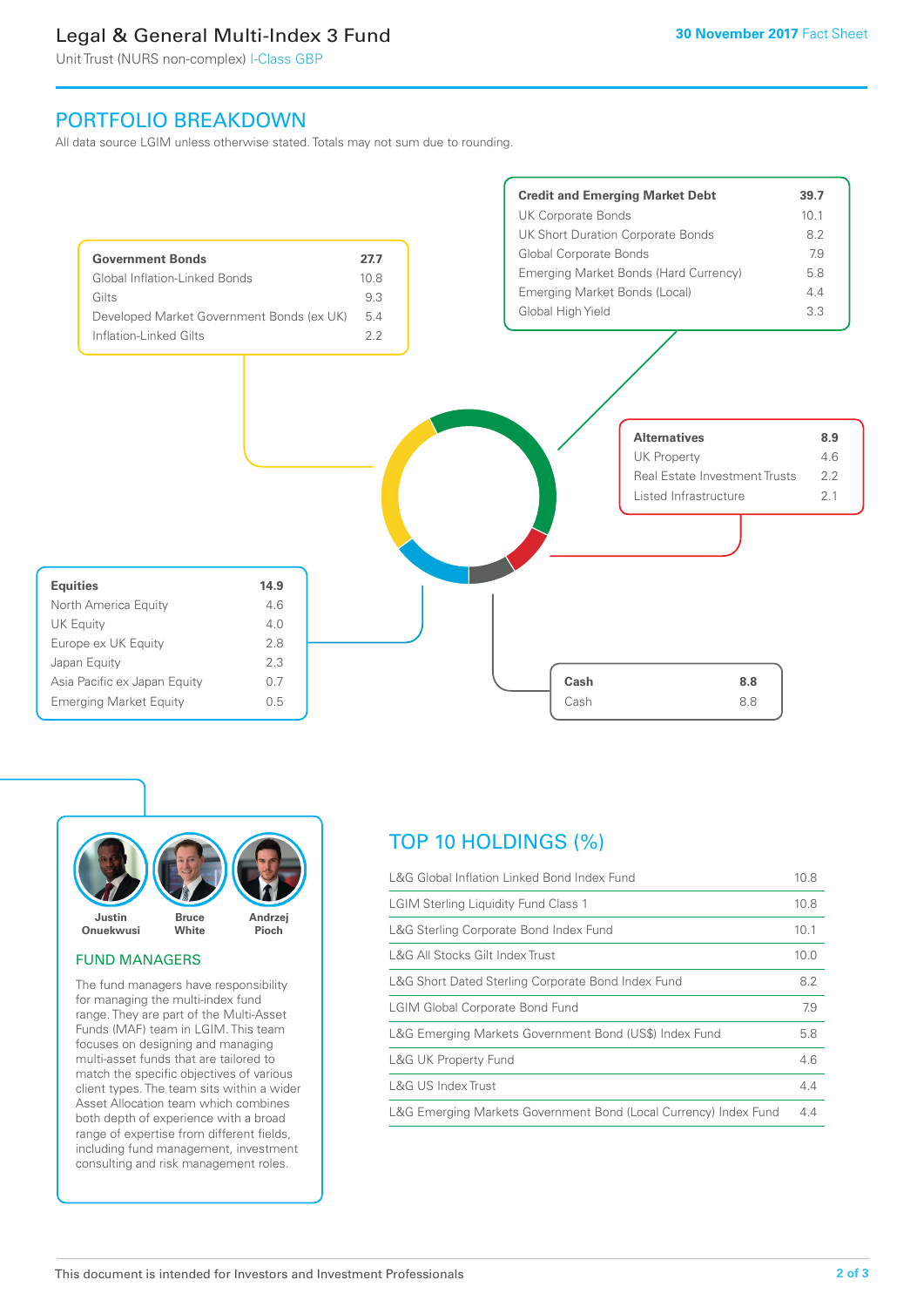# Legal & General Multi-Index 3 Fund

Unit Trust (NURS non-complex) I-Class GBP

30 November 2017 Fact Sheet

## PORTFOLIO BREAKDOWN

All data source LGIM unless otherwise stated. Totals may not sum due to rounding.

| Government Bonds | 27.7 |
|---|---|
| Global Inflation-Linked Bonds | 10.8 |
| Gilts | 9.3 |
| Developed Market Government Bonds (ex UK) | 5.4 |
| Inflation-Linked Gilts | 2.2 |

| Credit and Emerging Market Debt | 39.7 |
|---|---|
| UK Corporate Bonds | 10.1 |
| UK Short Duration Corporate Bonds | 8.2 |
| Global Corporate Bonds | 7.9 |
| Emerging Market Bonds (Hard Currency) | 5.8 |
| Emerging Market Bonds (Local) | 4.4 |
| Global High Yield | 3.3 |

| Alternatives | 8.9 |
|---|---|
| UK Property | 4.6 |
| Real Estate Investment Trusts | 2.2 |
| Listed Infrastructure | 2.1 |

| Equities | 14.9 |
|---|---|
| North America Equity | 4.6 |
| UK Equity | 4.0 |
| Europe ex UK Equity | 2.8 |
| Japan Equity | 2.3 |
| Asia Pacific ex Japan Equity | 0.7 |
| Emerging Market Equity | 0.5 |

| Cash | 8.8 |
|---|---|
| Cash | 8.8 |

Justin Onuekwusi | Bruce White | Andrzej Pioch

## FUND MANAGERS

The fund managers have responsibility for managing the multi-index fund range. They are part of the Multi-Asset Funds (MAF) team in LGIM. This team focuses on designing and managing multi-asset funds that are tailored to match the specific objectives of various client types. The team sits within a wider Asset Allocation team which combines both depth of experience with a broad range of expertise from different fields, including fund management, investment consulting and risk management roles.

## TOP 10 HOLDINGS (%)

| Holding | % |
|---|---|
| L&G Global Inflation Linked Bond Index Fund | 10.8 |
| LGIM Sterling Liquidity Fund Class 1 | 10.8 |
| L&G Sterling Corporate Bond Index Fund | 10.1 |
| L&G All Stocks Gilt Index Trust | 10.0 |
| L&G Short Dated Sterling Corporate Bond Index Fund | 8.2 |
| LGIM Global Corporate Bond Fund | 7.9 |
| L&G Emerging Markets Government Bond (US$) Index Fund | 5.8 |
| L&G UK Property Fund | 4.6 |
| L&G US Index Trust | 4.4 |
| L&G Emerging Markets Government Bond (Local Currency) Index Fund | 4.4 |

This document is intended for Investors and Investment Professionals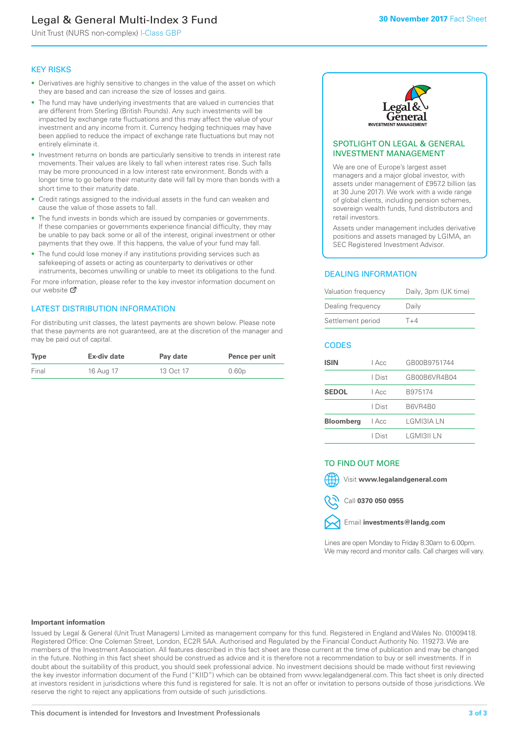# Legal & General Multi-Index 3 Fund

Unit Trust (NURS non-complex) I-Class GBP

30 November 2017 Fact Sheet

## KEY RISKS

- Derivatives are highly sensitive to changes in the value of the asset on which they are based and can increase the size of losses and gains.
- The fund may have underlying investments that are valued in currencies that are different from Sterling (British Pounds). Any such investments will be impacted by exchange rate fluctuations and this may affect the value of your investment and any income from it. Currency hedging techniques may have been applied to reduce the impact of exchange rate fluctuations but may not entirely eliminate it.
- Investment returns on bonds are particularly sensitive to trends in interest rate movements. Their values are likely to fall when interest rates rise. Such falls may be more pronounced in a low interest rate environment. Bonds with a longer time to go before their maturity date will fall by more than bonds with a short time to their maturity date.
- Credit ratings assigned to the individual assets in the fund can weaken and cause the value of those assets to fall.
- The fund invests in bonds which are issued by companies or governments. If these companies or governments experience financial difficulty, they may be unable to pay back some or all of the interest, original investment or other payments that they owe. If this happens, the value of your fund may fall.
- The fund could lose money if any institutions providing services such as safekeeping of assets or acting as counterparty to derivatives or other instruments, becomes unwilling or unable to meet its obligations to the fund.

For more information, please refer to the key investor information document on our website

## LATEST DISTRIBUTION INFORMATION

For distributing unit classes, the latest payments are shown below. Please note that these payments are not guaranteed, are at the discretion of the manager and may be paid out of capital.

| Type | Ex-div date | Pay date | Pence per unit |
|---|---|---|---|
| Final | 16 Aug 17 | 13 Oct 17 | 0.60p |

## SPOTLIGHT ON LEGAL & GENERAL INVESTMENT MANAGEMENT

We are one of Europe's largest asset managers and a major global investor, with assets under management of £957.2 billion (as at 30 June 2017). We work with a wide range of global clients, including pension schemes, sovereign wealth funds, fund distributors and retail investors.

Assets under management includes derivative positions and assets managed by LGIMA, an SEC Registered Investment Advisor.

## DEALING INFORMATION

| | |
|---|---|
| Valuation frequency | Daily, 3pm (UK time) |
| Dealing frequency | Daily |
| Settlement period | T+4 |

## CODES

| | | |
|---|---|---|
| **ISIN** | I Acc | GB00B9751744 |
| | I Dist | GB00B6VR4B04 |
| **SEDOL** | I Acc | B975174 |
| | I Dist | B6VR4B0 |
| **Bloomberg** | I Acc | LGMI3IA LN |
| | I Dist | LGMI3II LN |

## TO FIND OUT MORE

Visit **www.legalandgeneral.com**

Call **0370 050 0955**

Email **investments@landg.com**

Lines are open Monday to Friday 8.30am to 6.00pm. We may record and monitor calls. Call charges will vary.

**Important information**

Issued by Legal & General (Unit Trust Managers) Limited as management company for this fund. Registered in England and Wales No. 01009418. Registered Office: One Coleman Street, London, EC2R 5AA. Authorised and Regulated by the Financial Conduct Authority No. 119273. We are members of the Investment Association. All features described in this fact sheet are those current at the time of publication and may be changed in the future. Nothing in this fact sheet should be construed as advice and it is therefore not a recommendation to buy or sell investments. If in doubt about the suitability of this product, you should seek professional advice. No investment decisions should be made without first reviewing the key investor information document of the Fund ("KIID") which can be obtained from www.legalandgeneral.com. This fact sheet is only directed at investors resident in jurisdictions where this fund is registered for sale. It is not an offer or invitation to persons outside of those jurisdictions. We reserve the right to reject any applications from outside of such jurisdictions.

This document is intended for Investors and Investment Professionals